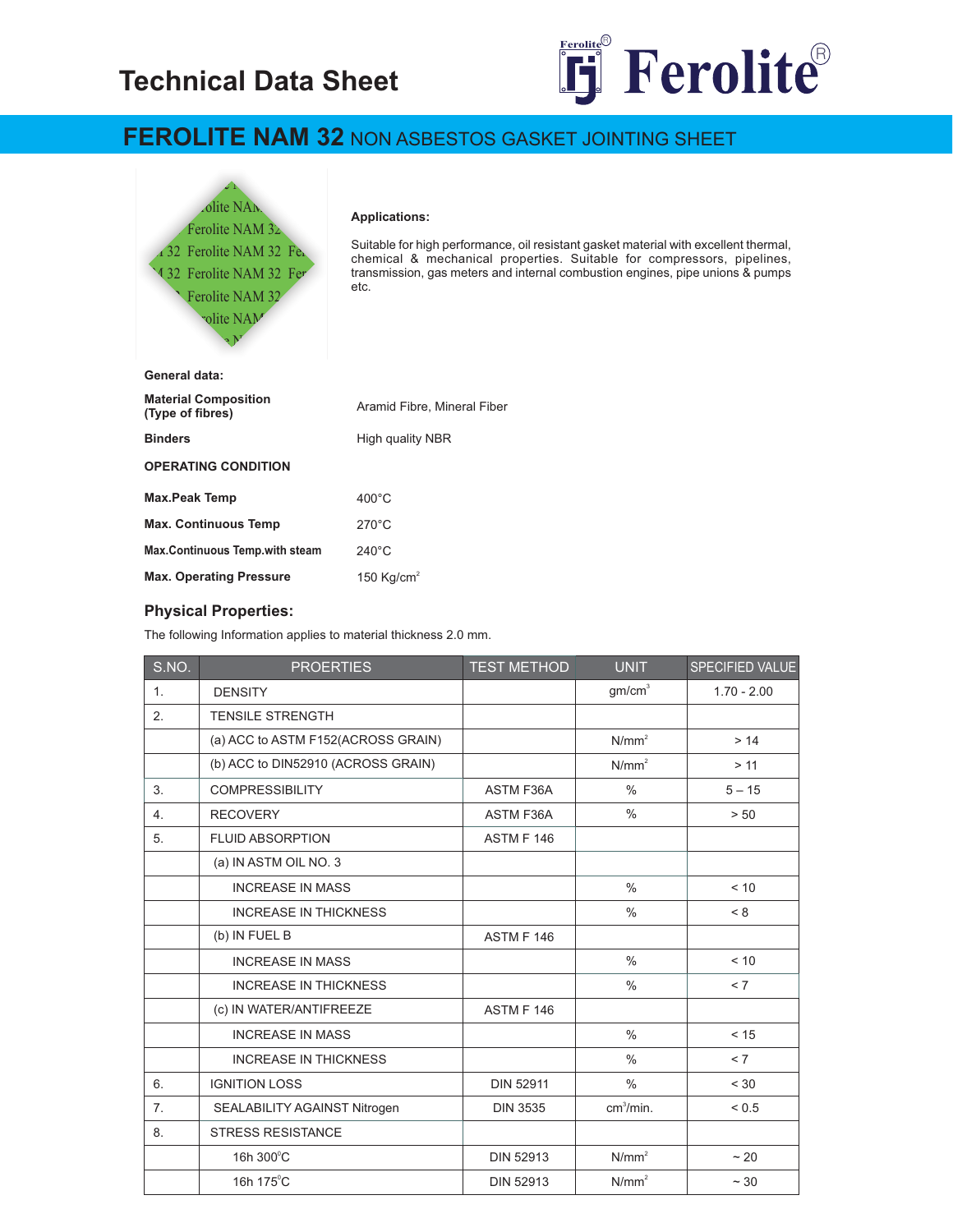# Technical Data Sheet

Ferolite

## FEROLITE NAM 32 NON ASBESTOS GASKET JOINTING SHEET

**Applications:**

Suitable for high performance, oil resistant gasket material with excellent thermal, chemical & mechanical properties. Suitable for compressors, pipelines, transmission, gas meters and internal combustion engines, pipe unions & pumps etc.

**General data:**

| | |
|---|---|
| **Material Composition (Type of fibres)** | Aramid Fibre, Mineral Fiber |
| **Binders** | High quality NBR |

**OPERATING CONDITION**

| | |
|---|---|
| **Max.Peak Temp** | 400°C |
| **Max. Continuous Temp** | 270°C |
| **Max.Continuous Temp.with steam** | 240°C |
| **Max. Operating Pressure** | 150 Kg/cm$^2$ |

### Physical Properties:

The following Information applies to material thickness 2.0 mm.

| S.NO. | PROERTIES | TEST METHOD | UNIT | SPECIFIED VALUE |
|---|---|---|---|---|
| 1. | DENSITY | | gm/cm$^3$ | 1.70 - 2.00 |
| 2. | TENSILE STRENGTH | | | |
| | (a) ACC to ASTM F152(ACROSS GRAIN) | | N/mm$^2$ | > 14 |
| | (b) ACC to DIN52910 (ACROSS GRAIN) | | N/mm$^2$ | > 11 |
| 3. | COMPRESSIBILITY | ASTM F36A | % | 5 – 15 |
| 4. | RECOVERY | ASTM F36A | % | > 50 |
| 5. | FLUID ABSORPTION | ASTM F 146 | | |
| | (a) IN ASTM OIL NO. 3 | | | |
| | INCREASE IN MASS | | % | < 10 |
| | INCREASE IN THICKNESS | | % | < 8 |
| | (b) IN FUEL B | ASTM F 146 | | |
| | INCREASE IN MASS | | % | < 10 |
| | INCREASE IN THICKNESS | | % | < 7 |
| | (c) IN WATER/ANTIFREEZE | ASTM F 146 | | |
| | INCREASE IN MASS | | % | < 15 |
| | INCREASE IN THICKNESS | | % | < 7 |
| 6. | IGNITION LOSS | DIN 52911 | % | < 30 |
| 7. | SEALABILITY AGAINST Nitrogen | DIN 3535 | cm$^3$/min. | < 0.5 |
| 8. | STRESS RESISTANCE | | | |
| | 16h 300°C | DIN 52913 | N/mm$^2$ | ~ 20 |
| | 16h 175°C | DIN 52913 | N/mm$^2$ | ~ 30 |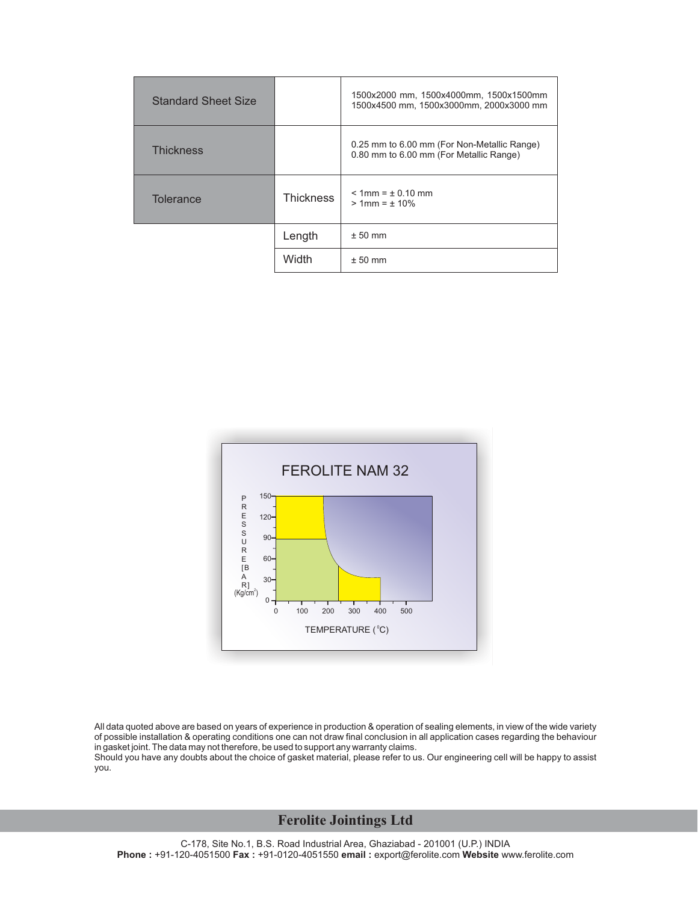| | | |
|---|---|---|
| Standard Sheet Size | | 1500x2000 mm, 1500x4000mm, 1500x1500mm<br>1500x4500 mm, 1500x3000mm, 2000x3000 mm |
| Thickness | | 0.25 mm to 6.00 mm (For Non-Metallic Range)<br>0.80 mm to 6.00 mm (For Metallic Range) |
| Tolerance | Thickness | < 1mm = ± 0.10 mm<br>> 1mm = ± 10% |
| | Length | ± 50 mm |
| | Width | ± 50 mm |

FEROLITE NAM 32

PRESSURE [BAR] (Kg/cm²)

150
120
90
60
30
0

0 100 200 300 400 500

TEMPERATURE (°C)

All data quoted above are based on years of experience in production & operation of sealing elements, in view of the wide variety of possible installation & operating conditions one can not draw final conclusion in all application cases regarding the behaviour in gasket joint. The data may not therefore, be used to support any warranty claims.
Should you have any doubts about the choice of gasket material, please refer to us. Our engineering cell will be happy to assist you.

**Ferolite Jointings Ltd**

C-178, Site No.1, B.S. Road Industrial Area, Ghaziabad - 201001 (U.P.) INDIA
**Phone :** +91-120-4051500 **Fax :** +91-0120-4051550 **email :** export@ferolite.com **Website** www.ferolite.com